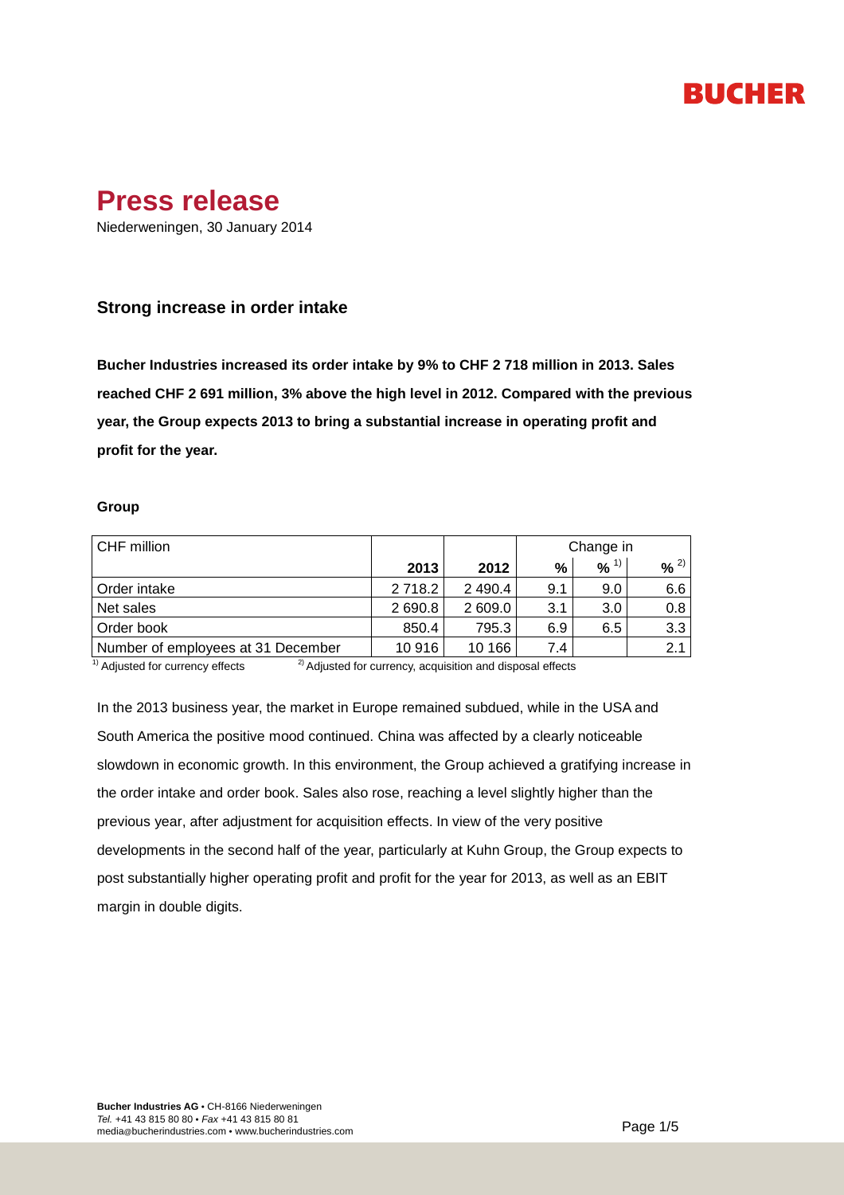BUCHER

# Press release

Niederweningen, 30 January 2014

## Strong increase in order intake

**Bucher Industries increased its order intake by 9% to CHF 2 718 million in 2013. Sales reached CHF 2 691 million, 3% above the high level in 2012. Compared with the previous year, the Group expects 2013 to bring a substantial increase in operating profit and profit for the year.**

**Group**

| CHF million | | | Change in | | |
|---|---|---|---|---|---|
| | **2013** | **2012** | **%** | **%** [1)] | **%** [2)] |
| Order intake | 2 718.2 | 2 490.4 | 9.1 | 9.0 | 6.6 |
| Net sales | 2 690.8 | 2 609.0 | 3.1 | 3.0 | 0.8 |
| Order book | 850.4 | 795.3 | 6.9 | 6.5 | 3.3 |
| Number of employees at 31 December | 10 916 | 10 166 | 7.4 | | 2.1 |

[1)] Adjusted for currency effects [2)] Adjusted for currency, acquisition and disposal effects

In the 2013 business year, the market in Europe remained subdued, while in the USA and South America the positive mood continued. China was affected by a clearly noticeable slowdown in economic growth. In this environment, the Group achieved a gratifying increase in the order intake and order book. Sales also rose, reaching a level slightly higher than the previous year, after adjustment for acquisition effects. In view of the very positive developments in the second half of the year, particularly at Kuhn Group, the Group expects to post substantially higher operating profit and profit for the year for 2013, as well as an EBIT margin in double digits.

**Bucher Industries AG** • CH-8166 Niederweningen
*Tel.* +41 43 815 80 80 • *Fax* +41 43 815 80 81
media@bucherindustries.com • www.bucherindustries.com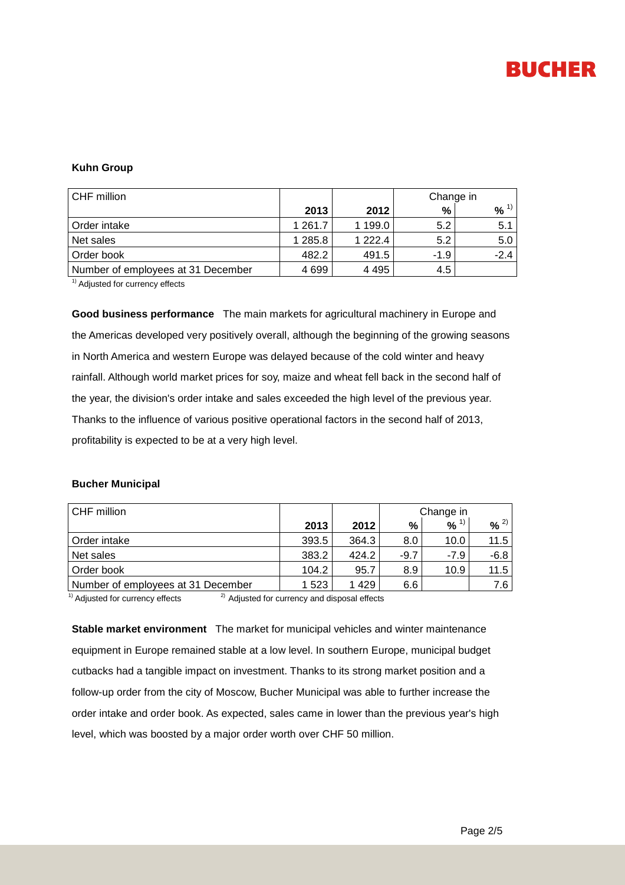### Kuhn Group

| CHF million | | | Change in | |
|---|---|---|---|---|
| | 2013 | 2012 | % | % [1] |
| Order intake | 1 261.7 | 1 199.0 | 5.2 | 5.1 |
| Net sales | 1 285.8 | 1 222.4 | 5.2 | 5.0 |
| Order book | 482.2 | 491.5 | -1.9 | -2.4 |
| Number of employees at 31 December | 4 699 | 4 495 | 4.5 | |

[1] Adjusted for currency effects

**Good business performance** The main markets for agricultural machinery in Europe and the Americas developed very positively overall, although the beginning of the growing seasons in North America and western Europe was delayed because of the cold winter and heavy rainfall. Although world market prices for soy, maize and wheat fell back in the second half of the year, the division's order intake and sales exceeded the high level of the previous year. Thanks to the influence of various positive operational factors in the second half of 2013, profitability is expected to be at a very high level.

### Bucher Municipal

| CHF million | | | Change in | | |
|---|---|---|---|---|---|
| | 2013 | 2012 | % | % [1] | % [2] |
| Order intake | 393.5 | 364.3 | 8.0 | 10.0 | 11.5 |
| Net sales | 383.2 | 424.2 | -9.7 | -7.9 | -6.8 |
| Order book | 104.2 | 95.7 | 8.9 | 10.9 | 11.5 |
| Number of employees at 31 December | 1 523 | 1 429 | 6.6 | | 7.6 |

[1] Adjusted for currency effects [2] Adjusted for currency and disposal effects

**Stable market environment** The market for municipal vehicles and winter maintenance equipment in Europe remained stable at a low level. In southern Europe, municipal budget cutbacks had a tangible impact on investment. Thanks to its strong market position and a follow-up order from the city of Moscow, Bucher Municipal was able to further increase the order intake and order book. As expected, sales came in lower than the previous year's high level, which was boosted by a major order worth over CHF 50 million.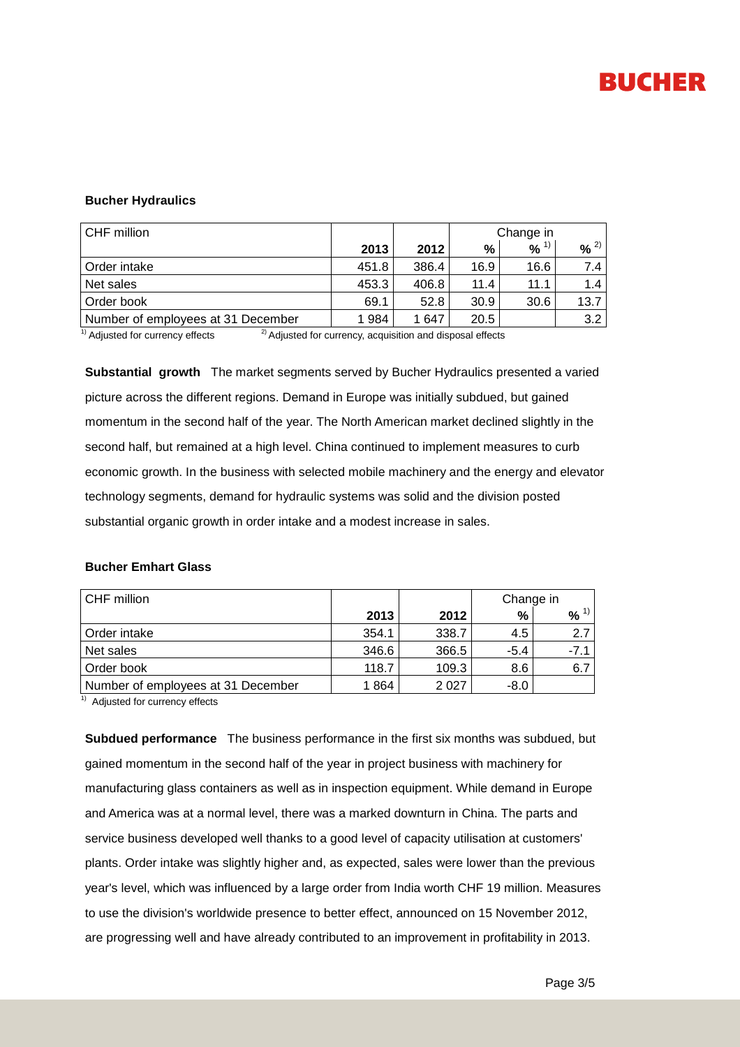**Bucher Hydraulics**

| CHF million | | | Change in | | |
|---|---|---|---|---|---|
| | **2013** | **2012** | **%** | **%** [1] | **%** [2] |
| Order intake | 451.8 | 386.4 | 16.9 | 16.6 | 7.4 |
| Net sales | 453.3 | 406.8 | 11.4 | 11.1 | 1.4 |
| Order book | 69.1 | 52.8 | 30.9 | 30.6 | 13.7 |
| Number of employees at 31 December | 1 984 | 1 647 | 20.5 | | 3.2 |

[1] Adjusted for currency effects [2] Adjusted for currency, acquisition and disposal effects

**Substantial growth** The market segments served by Bucher Hydraulics presented a varied picture across the different regions. Demand in Europe was initially subdued, but gained momentum in the second half of the year. The North American market declined slightly in the second half, but remained at a high level. China continued to implement measures to curb economic growth. In the business with selected mobile machinery and the energy and elevator technology segments, demand for hydraulic systems was solid and the division posted substantial organic growth in order intake and a modest increase in sales.

**Bucher Emhart Glass**

| CHF million | | | Change in | |
|---|---|---|---|---|
| | **2013** | **2012** | **%** | **%** [1] |
| Order intake | 354.1 | 338.7 | 4.5 | 2.7 |
| Net sales | 346.6 | 366.5 | -5.4 | -7.1 |
| Order book | 118.7 | 109.3 | 8.6 | 6.7 |
| Number of employees at 31 December | 1 864 | 2 027 | -8.0 | |

[1] Adjusted for currency effects

**Subdued performance** The business performance in the first six months was subdued, but gained momentum in the second half of the year in project business with machinery for manufacturing glass containers as well as in inspection equipment. While demand in Europe and America was at a normal level, there was a marked downturn in China. The parts and service business developed well thanks to a good level of capacity utilisation at customers' plants. Order intake was slightly higher and, as expected, sales were lower than the previous year's level, which was influenced by a large order from India worth CHF 19 million. Measures to use the division's worldwide presence to better effect, announced on 15 November 2012, are progressing well and have already contributed to an improvement in profitability in 2013.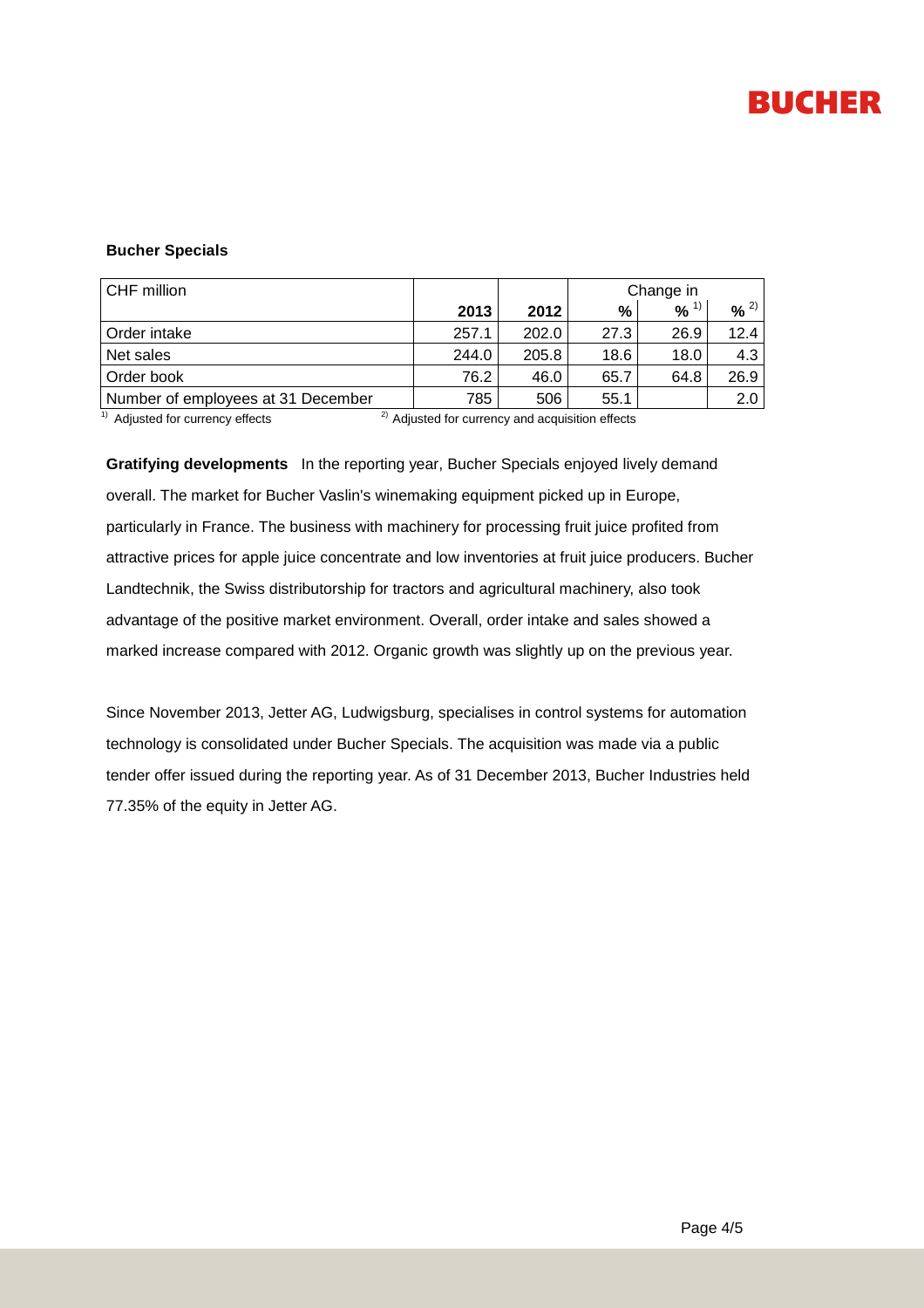### Bucher Specials

| CHF million | | | Change in | | |
|---|---|---|---|---|---|
| | 2013 | 2012 | % | % [1] | % [2] |
| Order intake | 257.1 | 202.0 | 27.3 | 26.9 | 12.4 |
| Net sales | 244.0 | 205.8 | 18.6 | 18.0 | 4.3 |
| Order book | 76.2 | 46.0 | 65.7 | 64.8 | 26.9 |
| Number of employees at 31 December | 785 | 506 | 55.1 | | 2.0 |

[1] Adjusted for currency effects [2] Adjusted for currency and acquisition effects

**Gratifying developments** In the reporting year, Bucher Specials enjoyed lively demand overall. The market for Bucher Vaslin's winemaking equipment picked up in Europe, particularly in France. The business with machinery for processing fruit juice profited from attractive prices for apple juice concentrate and low inventories at fruit juice producers. Bucher Landtechnik, the Swiss distributorship for tractors and agricultural machinery, also took advantage of the positive market environment. Overall, order intake and sales showed a marked increase compared with 2012. Organic growth was slightly up on the previous year.

Since November 2013, Jetter AG, Ludwigsburg, specialises in control systems for automation technology is consolidated under Bucher Specials. The acquisition was made via a public tender offer issued during the reporting year. As of 31 December 2013, Bucher Industries held 77.35% of the equity in Jetter AG.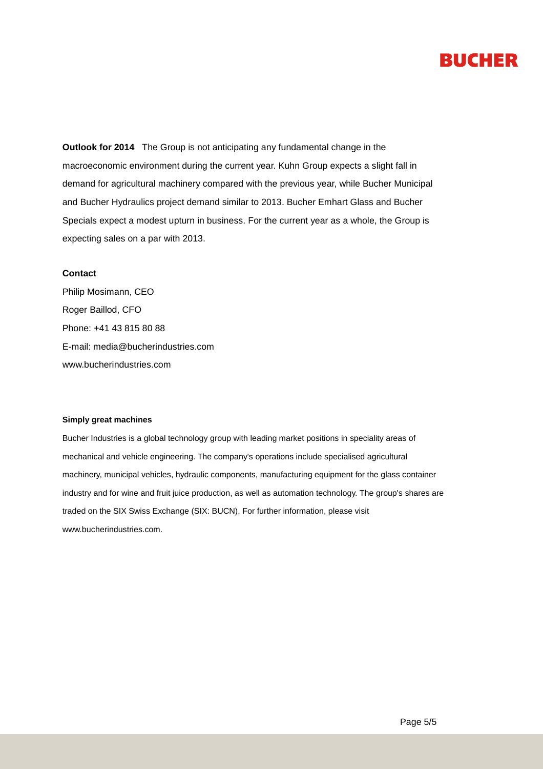**Outlook for 2014** The Group is not anticipating any fundamental change in the macroeconomic environment during the current year. Kuhn Group expects a slight fall in demand for agricultural machinery compared with the previous year, while Bucher Municipal and Bucher Hydraulics project demand similar to 2013. Bucher Emhart Glass and Bucher Specials expect a modest upturn in business. For the current year as a whole, the Group is expecting sales on a par with 2013.

**Contact**

Philip Mosimann, CEO
Roger Baillod, CFO
Phone: +41 43 815 80 88
E-mail: media@bucherindustries.com
www.bucherindustries.com

**Simply great machines**

Bucher Industries is a global technology group with leading market positions in speciality areas of mechanical and vehicle engineering. The company's operations include specialised agricultural machinery, municipal vehicles, hydraulic components, manufacturing equipment for the glass container industry and for wine and fruit juice production, as well as automation technology. The group's shares are traded on the SIX Swiss Exchange (SIX: BUCN). For further information, please visit www.bucherindustries.com.